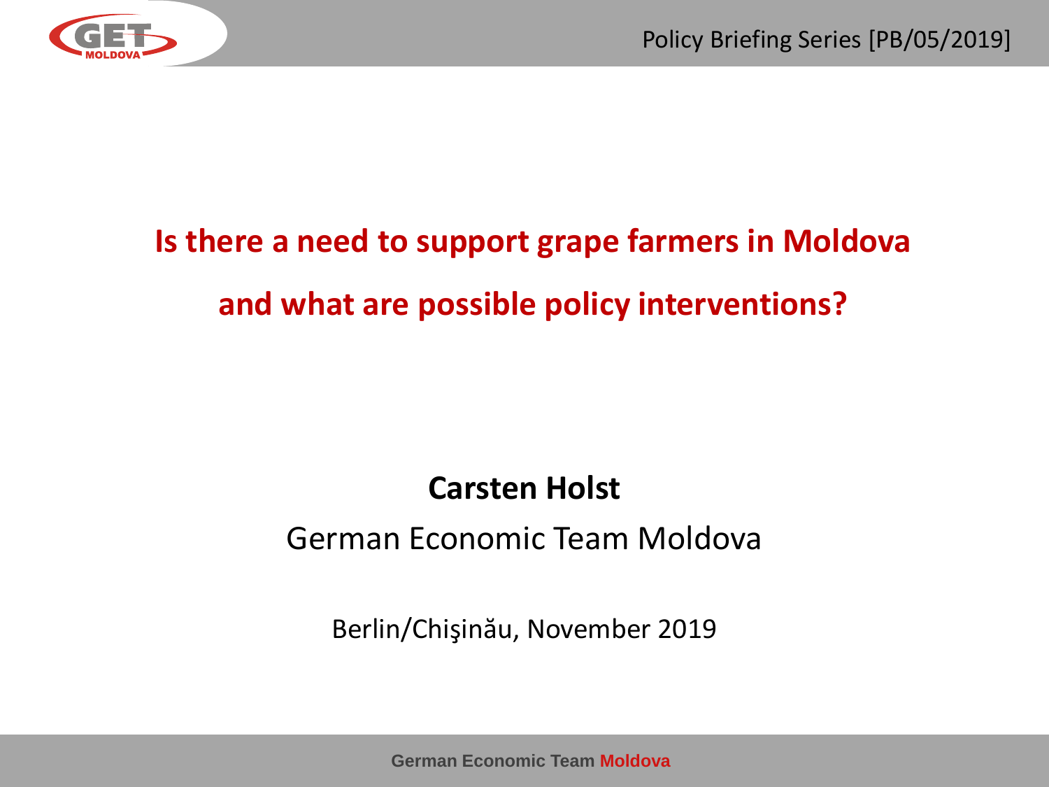Policy Briefing Series [PB/05/2019]

# Is there a need to support grape farmers in Moldova and what are possible policy interventions?

**Carsten Holst**

German Economic Team Moldova

Berlin/Chişinău, November 2019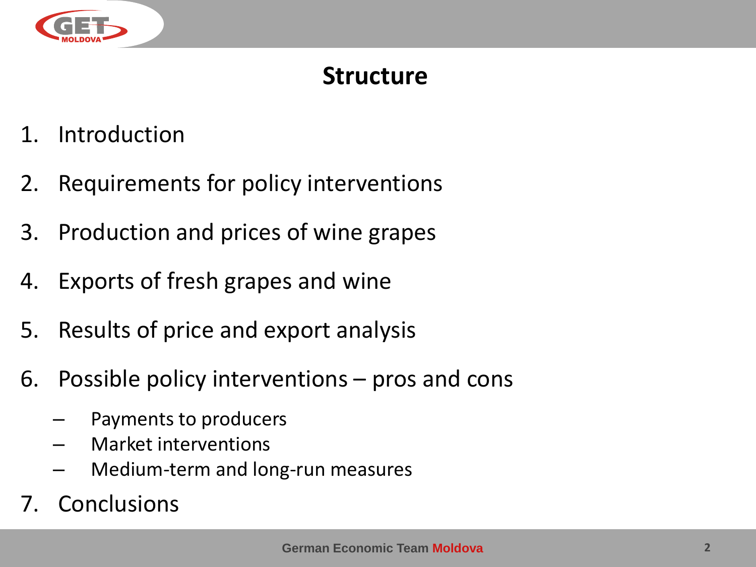# Structure

1. Introduction
2. Requirements for policy interventions
3. Production and prices of wine grapes
4. Exports of fresh grapes and wine
5. Results of price and export analysis
6. Possible policy interventions – pros and cons
   - Payments to producers
   - Market interventions
   - Medium-term and long-run measures
7. Conclusions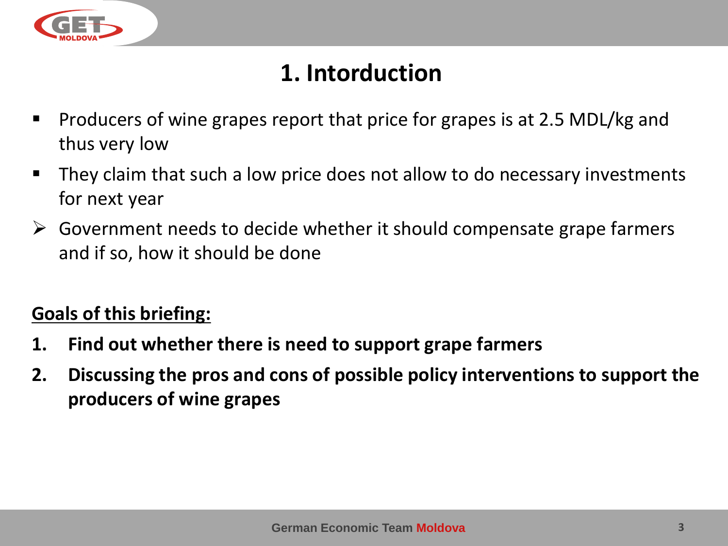# 1. Intorduction

- Producers of wine grapes report that price for grapes is at 2.5 MDL/kg and thus very low
- They claim that such a low price does not allow to do necessary investments for next year
- Government needs to decide whether it should compensate grape farmers and if so, how it should be done

**Goals of this briefing:**

1. **Find out whether there is need to support grape farmers**
2. **Discussing the pros and cons of possible policy interventions to support the producers of wine grapes**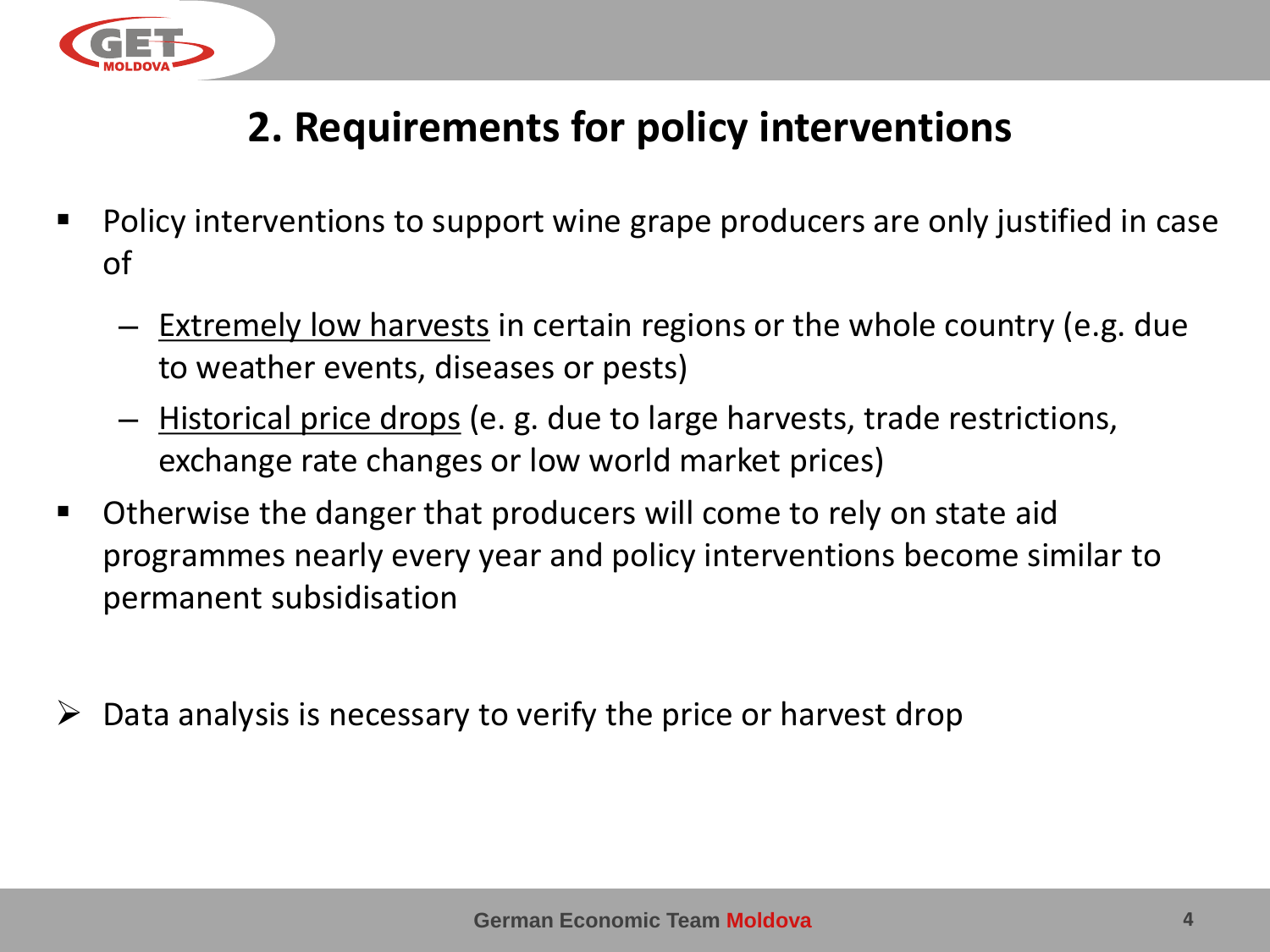## 2. Requirements for policy interventions

- Policy interventions to support wine grape producers are only justified in case of
  - Extremely low harvests in certain regions or the whole country (e.g. due to weather events, diseases or pests)
  - Historical price drops (e. g. due to large harvests, trade restrictions, exchange rate changes or low world market prices)
- Otherwise the danger that producers will come to rely on state aid programmes nearly every year and policy interventions become similar to permanent subsidisation

➢ Data analysis is necessary to verify the price or harvest drop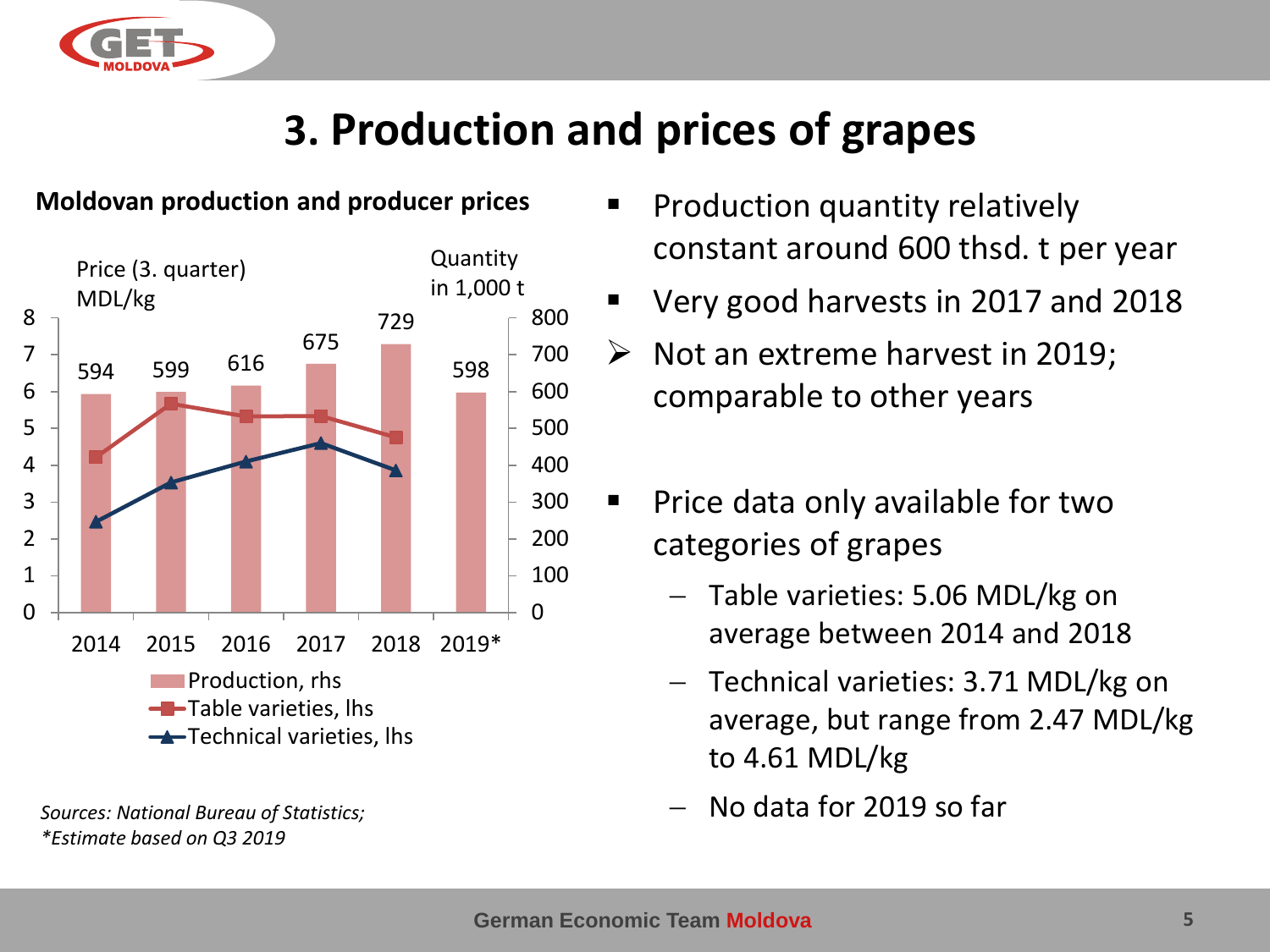# 3. Production and prices of grapes

**Moldovan production and producer prices**

Price (3. quarter) MDL/kg

Quantity in 1,000 t

| | 2014 | 2015 | 2016 | 2017 | 2018 | 2019* |
|---|---|---|---|---|---|---|
| Production, rhs | 594 | 599 | 616 | 675 | 729 | 598 |

Legend: Production, rhs; Table varieties, lhs; Technical varieties, lhs

*Sources: National Bureau of Statistics;*
*\*Estimate based on Q3 2019*

- Production quantity relatively constant around 600 thsd. t per year
- Very good harvests in 2017 and 2018
- ➢ Not an extreme harvest in 2019; comparable to other years

- Price data only available for two categories of grapes
  - Table varieties: 5.06 MDL/kg on average between 2014 and 2018
  - Technical varieties: 3.71 MDL/kg on average, but range from 2.47 MDL/kg to 4.61 MDL/kg
  - No data for 2019 so far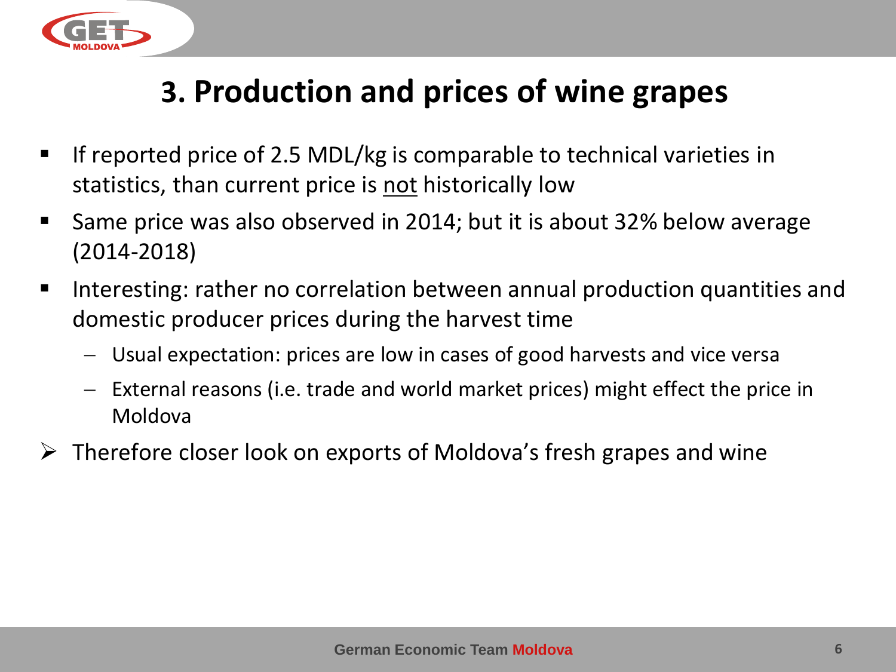# 3. Production and prices of wine grapes

- If reported price of 2.5 MDL/kg is comparable to technical varieties in statistics, than current price is <u>not</u> historically low
- Same price was also observed in 2014; but it is about 32% below average (2014-2018)
- Interesting: rather no correlation between annual production quantities and domestic producer prices during the harvest time
  - Usual expectation: prices are low in cases of good harvests and vice versa
  - External reasons (i.e. trade and world market prices) might effect the price in Moldova

➢ Therefore closer look on exports of Moldova's fresh grapes and wine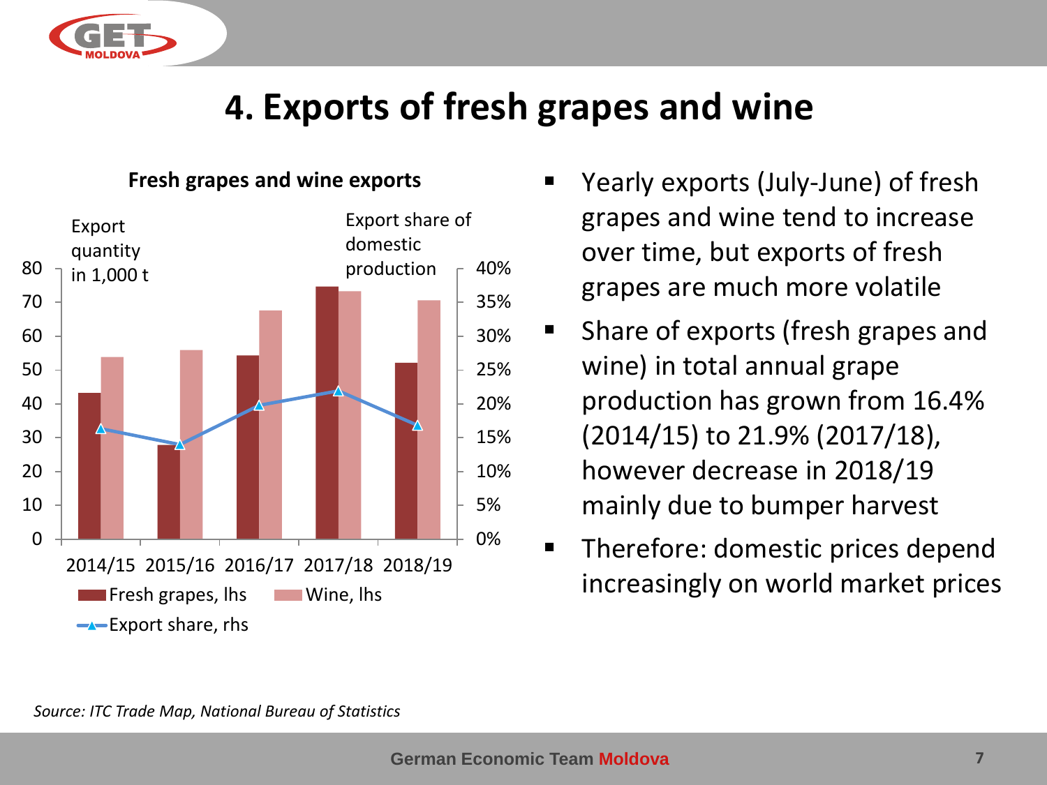# 4. Exports of fresh grapes and wine

**Fresh grapes and wine exports**

Export quantity in 1,000 t

Export share of domestic production

| | 2014/15 | 2015/16 | 2016/17 | 2017/18 | 2018/19 |
|---|---|---|---|---|---|
| Fresh grapes, lhs | 43 | 28 | 54 | 75 | 52 |
| Wine, lhs | 54 | 56 | 68 | 73 | 71 |
| Export share, rhs | 16.4% | 14% | 20% | 21.9% | 17% |

- Yearly exports (July-June) of fresh grapes and wine tend to increase over time, but exports of fresh grapes are much more volatile
- Share of exports (fresh grapes and wine) in total annual grape production has grown from 16.4% (2014/15) to 21.9% (2017/18), however decrease in 2018/19 mainly due to bumper harvest
- Therefore: domestic prices depend increasingly on world market prices

*Source: ITC Trade Map, National Bureau of Statistics*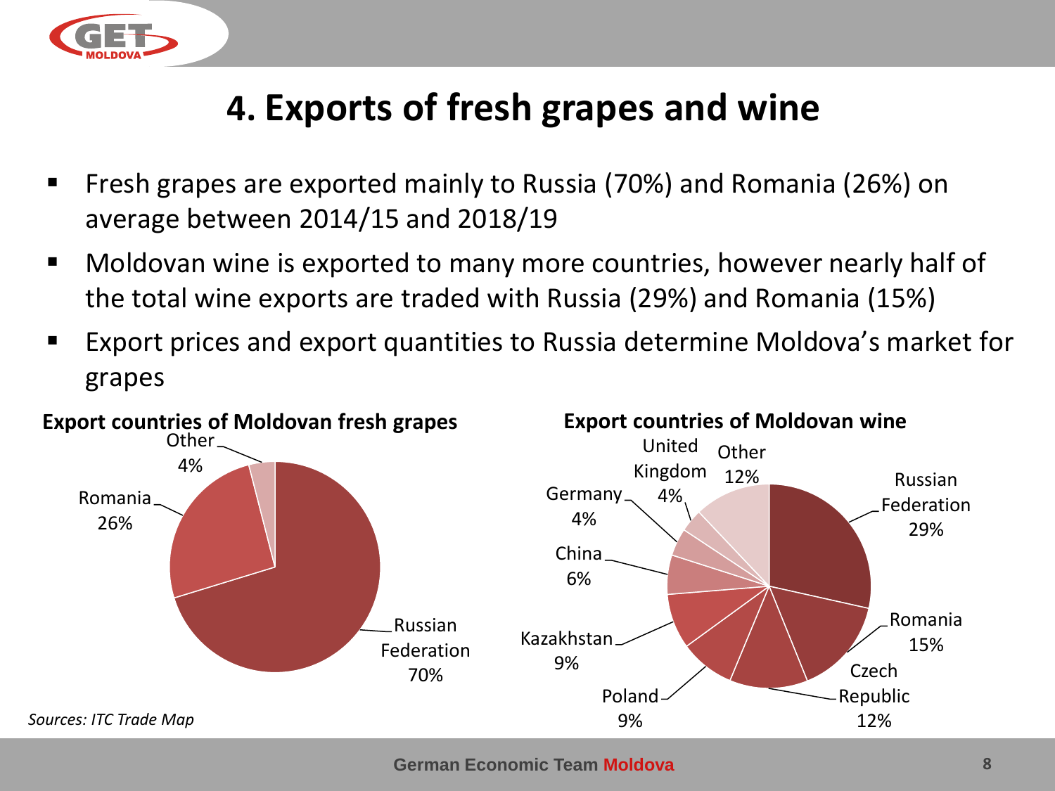# 4. Exports of fresh grapes and wine

- Fresh grapes are exported mainly to Russia (70%) and Romania (26%) on average between 2014/15 and 2018/19
- Moldovan wine is exported to many more countries, however nearly half of the total wine exports are traded with Russia (29%) and Romania (15%)
- Export prices and export quantities to Russia determine Moldova's market for grapes

**Export countries of Moldovan fresh grapes**

| Country | Share |
|---|---|
| Russian Federation | 70% |
| Romania | 26% |
| Other | 4% |

**Export countries of Moldovan wine**

| Country | Share |
|---|---|
| Russian Federation | 29% |
| Romania | 15% |
| Czech Republic | 12% |
| Poland | 9% |
| Kazakhstan | 9% |
| China | 6% |
| Germany | 4% |
| United Kingdom | 4% |
| Other | 12% |

*Sources: ITC Trade Map*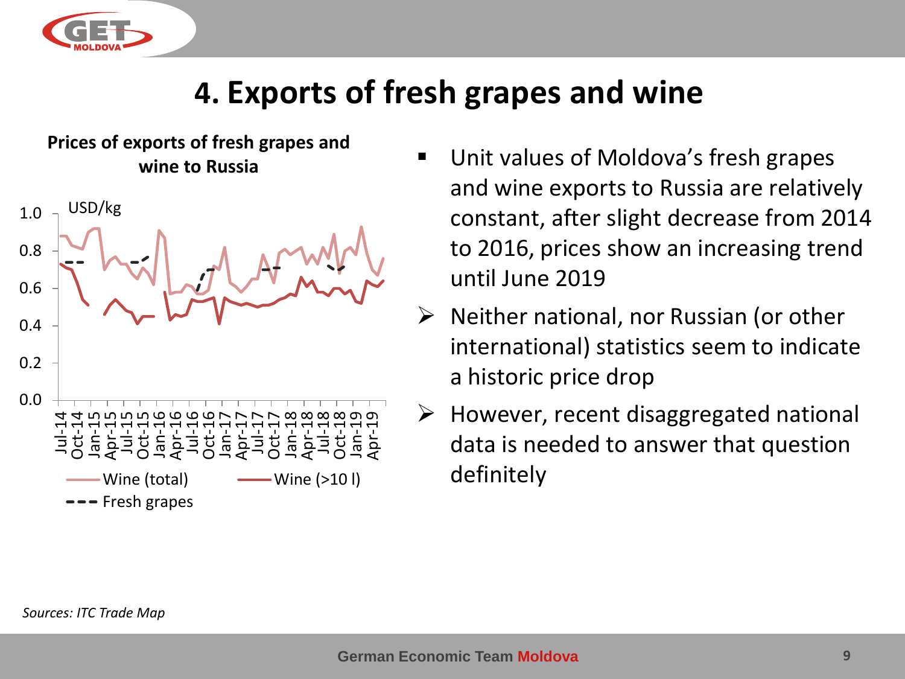# 4. Exports of fresh grapes and wine

**Prices of exports of fresh grapes and wine to Russia**

USD/kg

1.0
0.8
0.6
0.4
0.2
0.0

Jul-14, Oct-14, Jan-15, Apr-15, Jul-15, Oct-15, Jan-16, Apr-16, Jul-16, Oct-16, Jan-17, Apr-17, Jul-17, Oct-17, Jan-18, Apr-18, Jul-18, Oct-18, Jan-19, Apr-19

Wine (total) — Wine (>10 l) — Fresh grapes

- Unit values of Moldova's fresh grapes and wine exports to Russia are relatively constant, after slight decrease from 2014 to 2016, prices show an increasing trend until June 2019
- Neither national, nor Russian (or other international) statistics seem to indicate a historic price drop
- However, recent disaggregated national data is needed to answer that question definitely

*Sources: ITC Trade Map*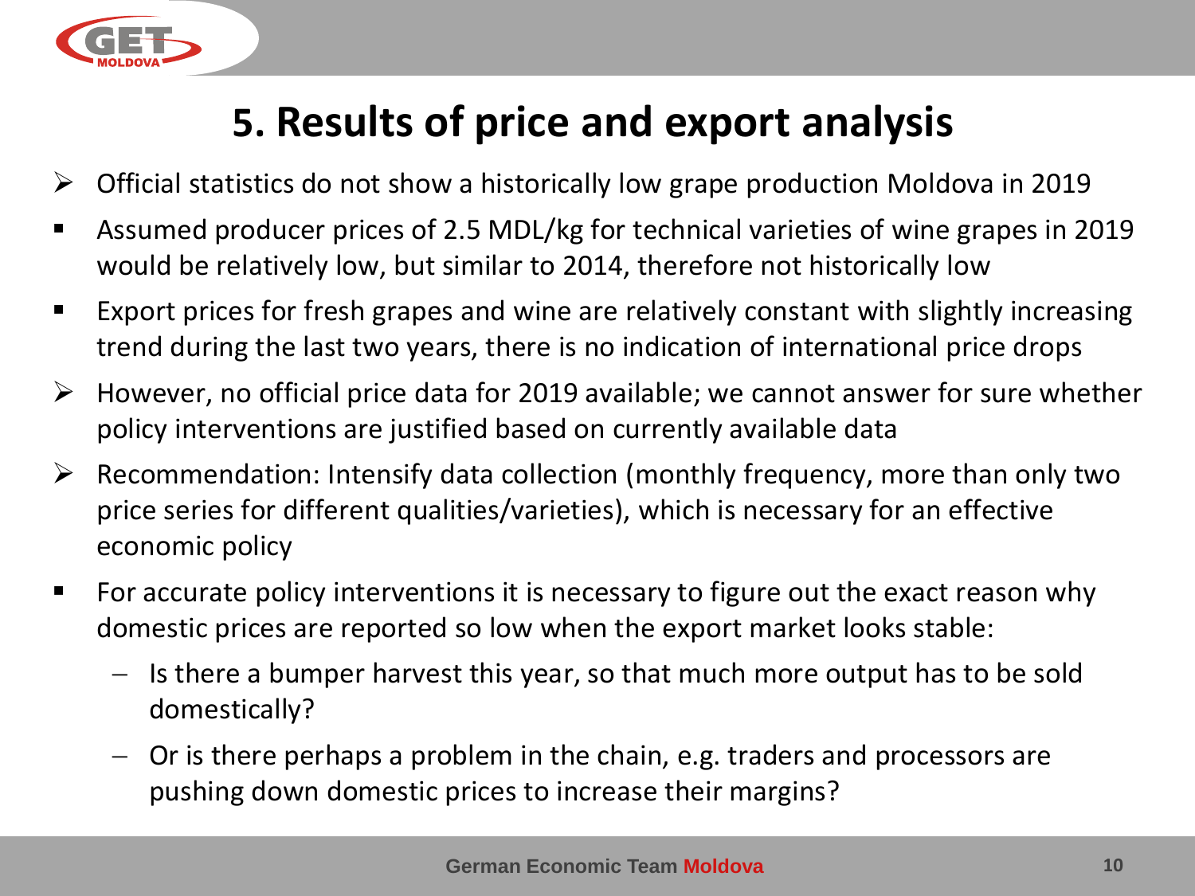# 5. Results of price and export analysis

- Official statistics do not show a historically low grape production Moldova in 2019
- Assumed producer prices of 2.5 MDL/kg for technical varieties of wine grapes in 2019 would be relatively low, but similar to 2014, therefore not historically low
- Export prices for fresh grapes and wine are relatively constant with slightly increasing trend during the last two years, there is no indication of international price drops
- However, no official price data for 2019 available; we cannot answer for sure whether policy interventions are justified based on currently available data
- Recommendation: Intensify data collection (monthly frequency, more than only two price series for different qualities/varieties), which is necessary for an effective economic policy
- For accurate policy interventions it is necessary to figure out the exact reason why domestic prices are reported so low when the export market looks stable:
  - Is there a bumper harvest this year, so that much more output has to be sold domestically?
  - Or is there perhaps a problem in the chain, e.g. traders and processors are pushing down domestic prices to increase their margins?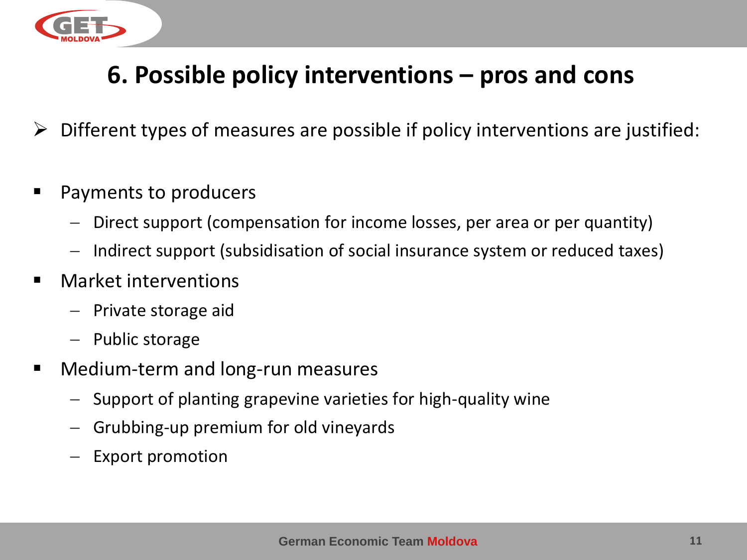# 6. Possible policy interventions – pros and cons

- Different types of measures are possible if policy interventions are justified:

- Payments to producers
  - Direct support (compensation for income losses, per area or per quantity)
  - Indirect support (subsidisation of social insurance system or reduced taxes)
- Market interventions
  - Private storage aid
  - Public storage
- Medium-term and long-run measures
  - Support of planting grapevine varieties for high-quality wine
  - Grubbing-up premium for old vineyards
  - Export promotion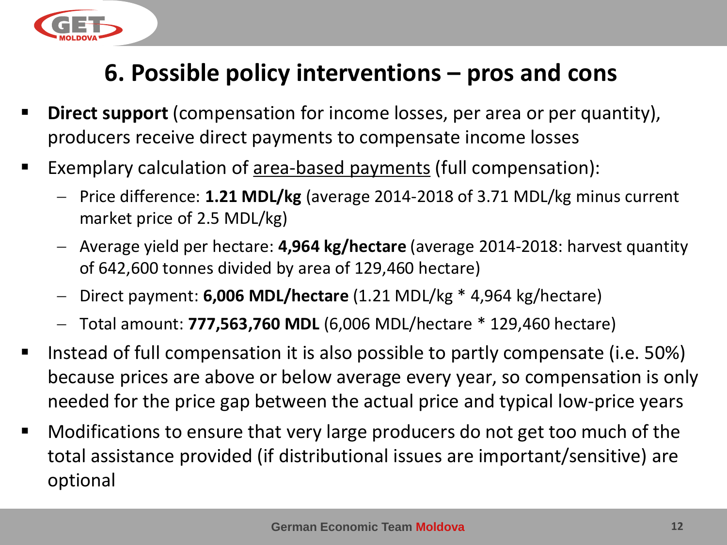## 6. Possible policy interventions – pros and cons

- **Direct support** (compensation for income losses, per area or per quantity), producers receive direct payments to compensate income losses
- Exemplary calculation of <u>area-based payments</u> (full compensation):
  - Price difference: **1.21 MDL/kg** (average 2014-2018 of 3.71 MDL/kg minus current market price of 2.5 MDL/kg)
  - Average yield per hectare: **4,964 kg/hectare** (average 2014-2018: harvest quantity of 642,600 tonnes divided by area of 129,460 hectare)
  - Direct payment: **6,006 MDL/hectare** (1.21 MDL/kg * 4,964 kg/hectare)
  - Total amount: **777,563,760 MDL** (6,006 MDL/hectare * 129,460 hectare)
- Instead of full compensation it is also possible to partly compensate (i.e. 50%) because prices are above or below average every year, so compensation is only needed for the price gap between the actual price and typical low-price years
- Modifications to ensure that very large producers do not get too much of the total assistance provided (if distributional issues are important/sensitive) are optional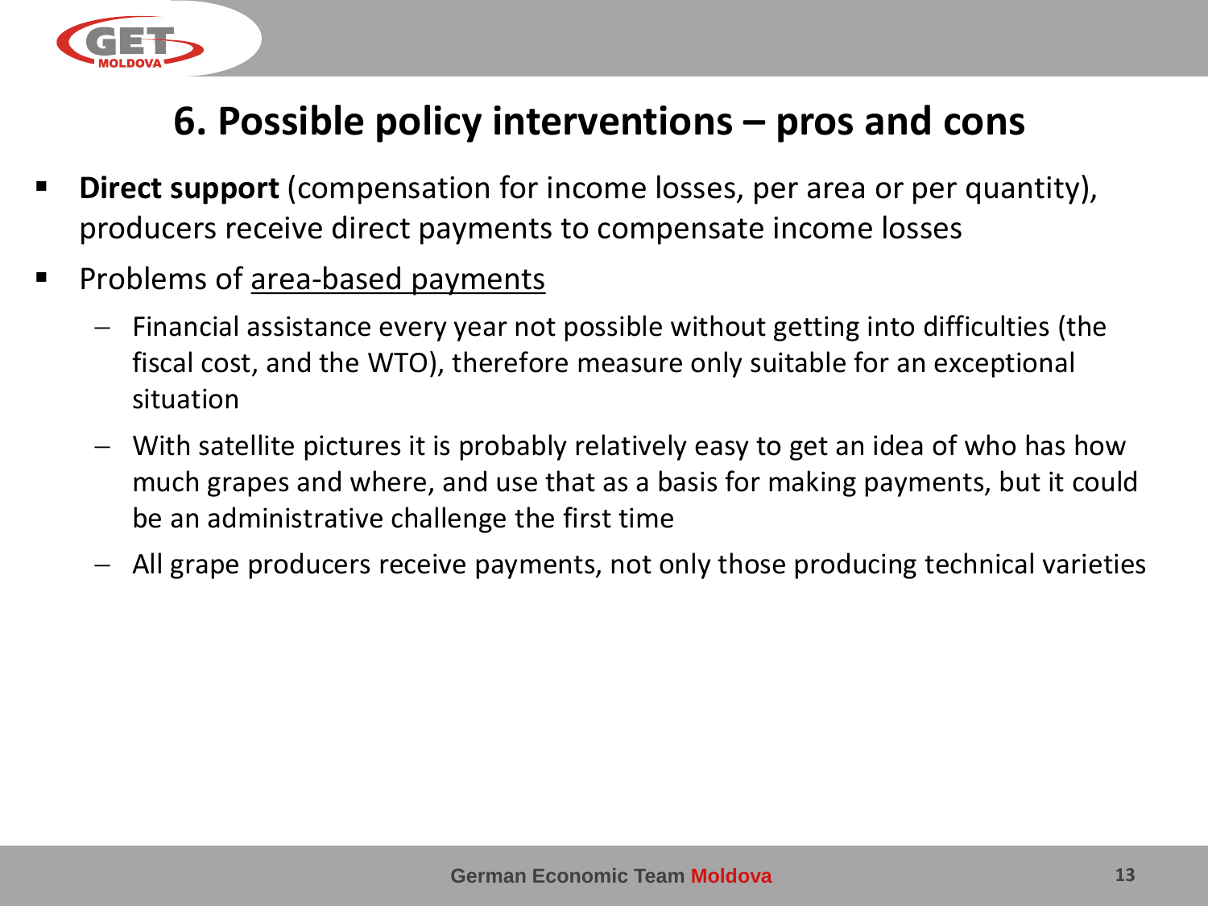# 6. Possible policy interventions – pros and cons

- **Direct support** (compensation for income losses, per area or per quantity), producers receive direct payments to compensate income losses
- Problems of <u>area-based payments</u>
  - Financial assistance every year not possible without getting into difficulties (the fiscal cost, and the WTO), therefore measure only suitable for an exceptional situation
  - With satellite pictures it is probably relatively easy to get an idea of who has how much grapes and where, and use that as a basis for making payments, but it could be an administrative challenge the first time
  - All grape producers receive payments, not only those producing technical varieties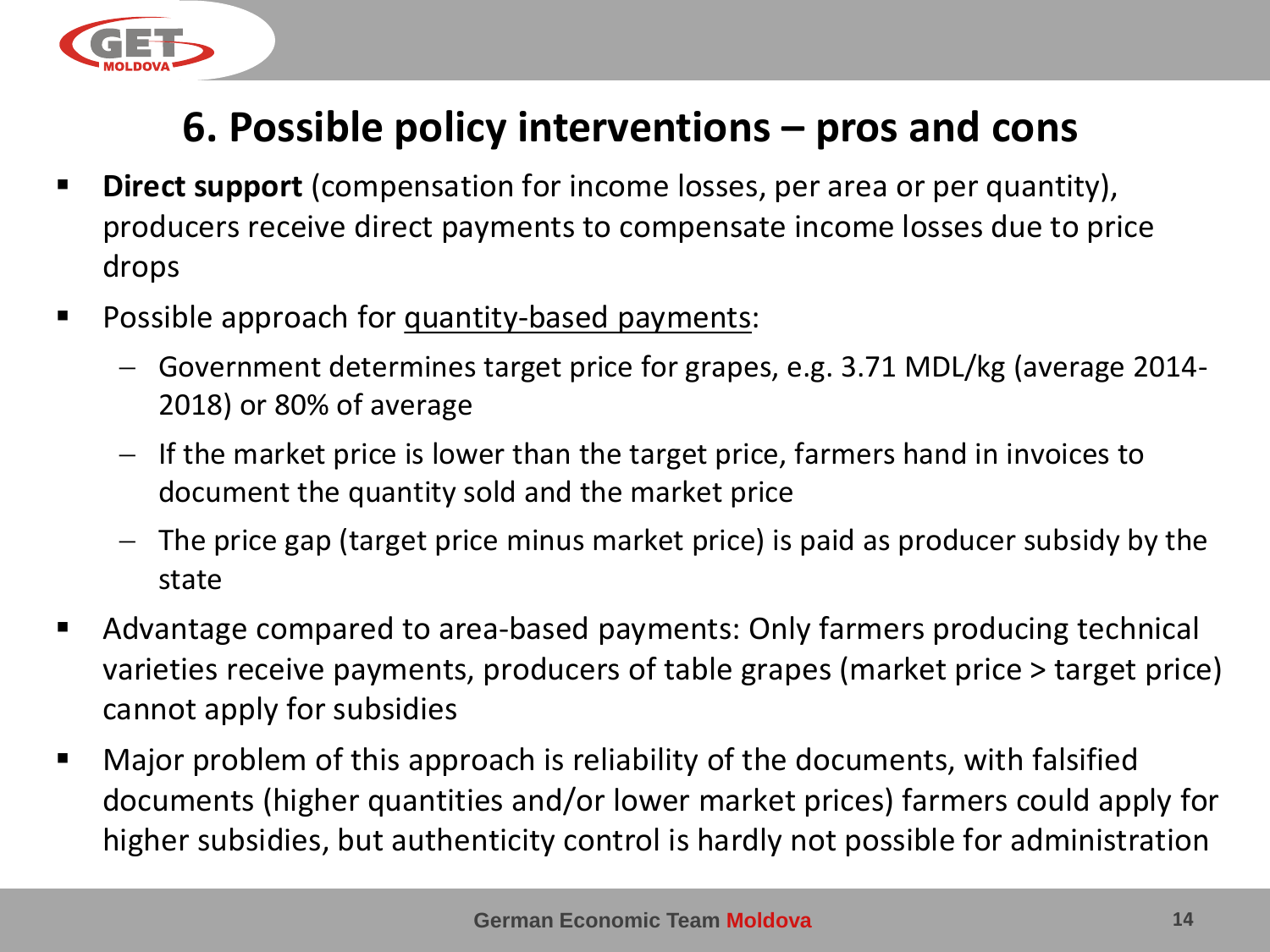# 6. Possible policy interventions – pros and cons

- **Direct support** (compensation for income losses, per area or per quantity), producers receive direct payments to compensate income losses due to price drops
- Possible approach for <u>quantity-based payments</u>:
  - Government determines target price for grapes, e.g. 3.71 MDL/kg (average 2014-2018) or 80% of average
  - If the market price is lower than the target price, farmers hand in invoices to document the quantity sold and the market price
  - The price gap (target price minus market price) is paid as producer subsidy by the state
- Advantage compared to area-based payments: Only farmers producing technical varieties receive payments, producers of table grapes (market price > target price) cannot apply for subsidies
- Major problem of this approach is reliability of the documents, with falsified documents (higher quantities and/or lower market prices) farmers could apply for higher subsidies, but authenticity control is hardly not possible for administration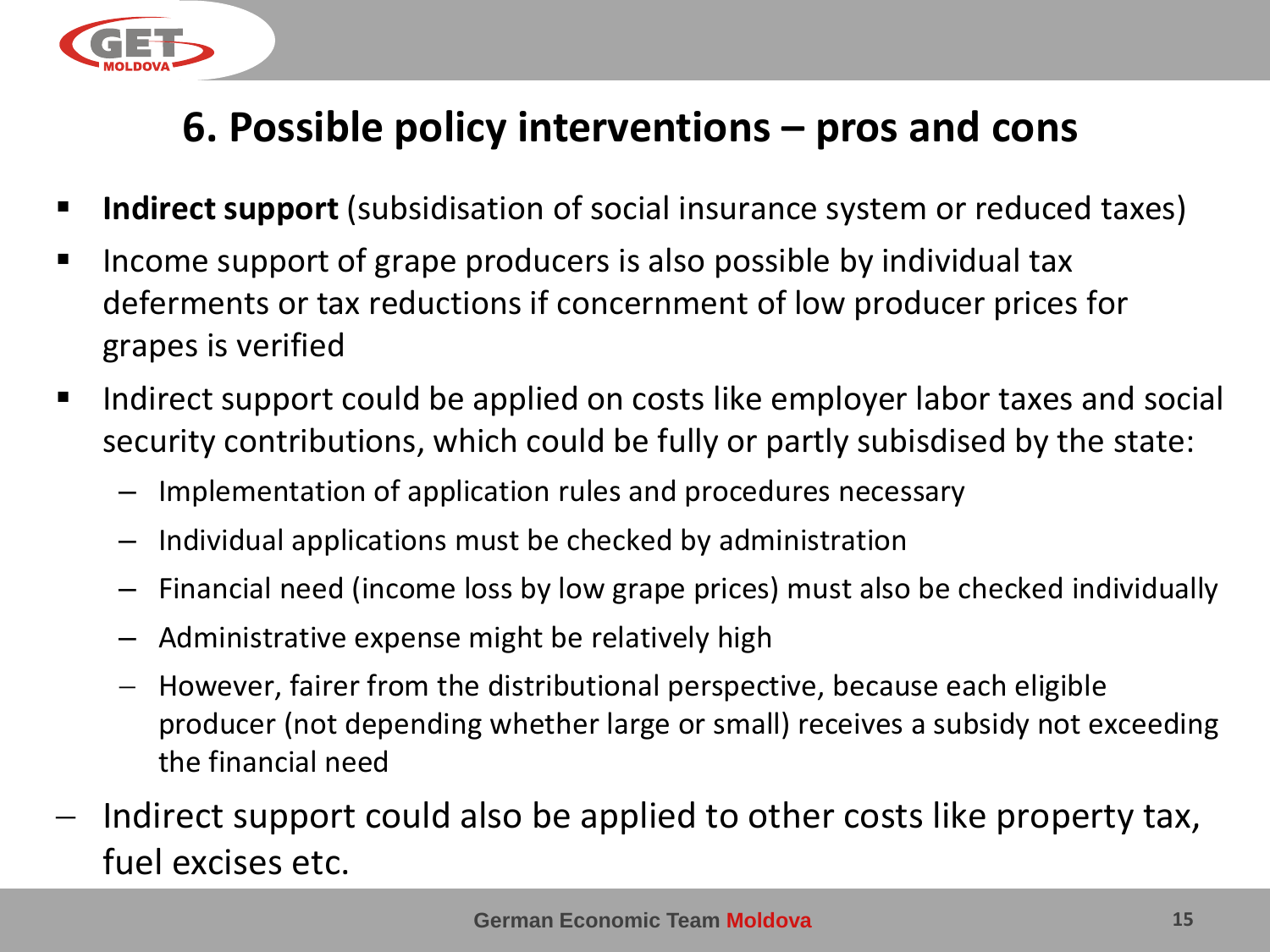# 6. Possible policy interventions – pros and cons

- **Indirect support** (subsidisation of social insurance system or reduced taxes)
- Income support of grape producers is also possible by individual tax deferments or tax reductions if concernment of low producer prices for grapes is verified
- Indirect support could be applied on costs like employer labor taxes and social security contributions, which could be fully or partly subisdised by the state:
  - Implementation of application rules and procedures necessary
  - Individual applications must be checked by administration
  - Financial need (income loss by low grape prices) must also be checked individually
  - Administrative expense might be relatively high
  - However, fairer from the distributional perspective, because each eligible producer (not depending whether large or small) receives a subsidy not exceeding the financial need
- Indirect support could also be applied to other costs like property tax, fuel excises etc.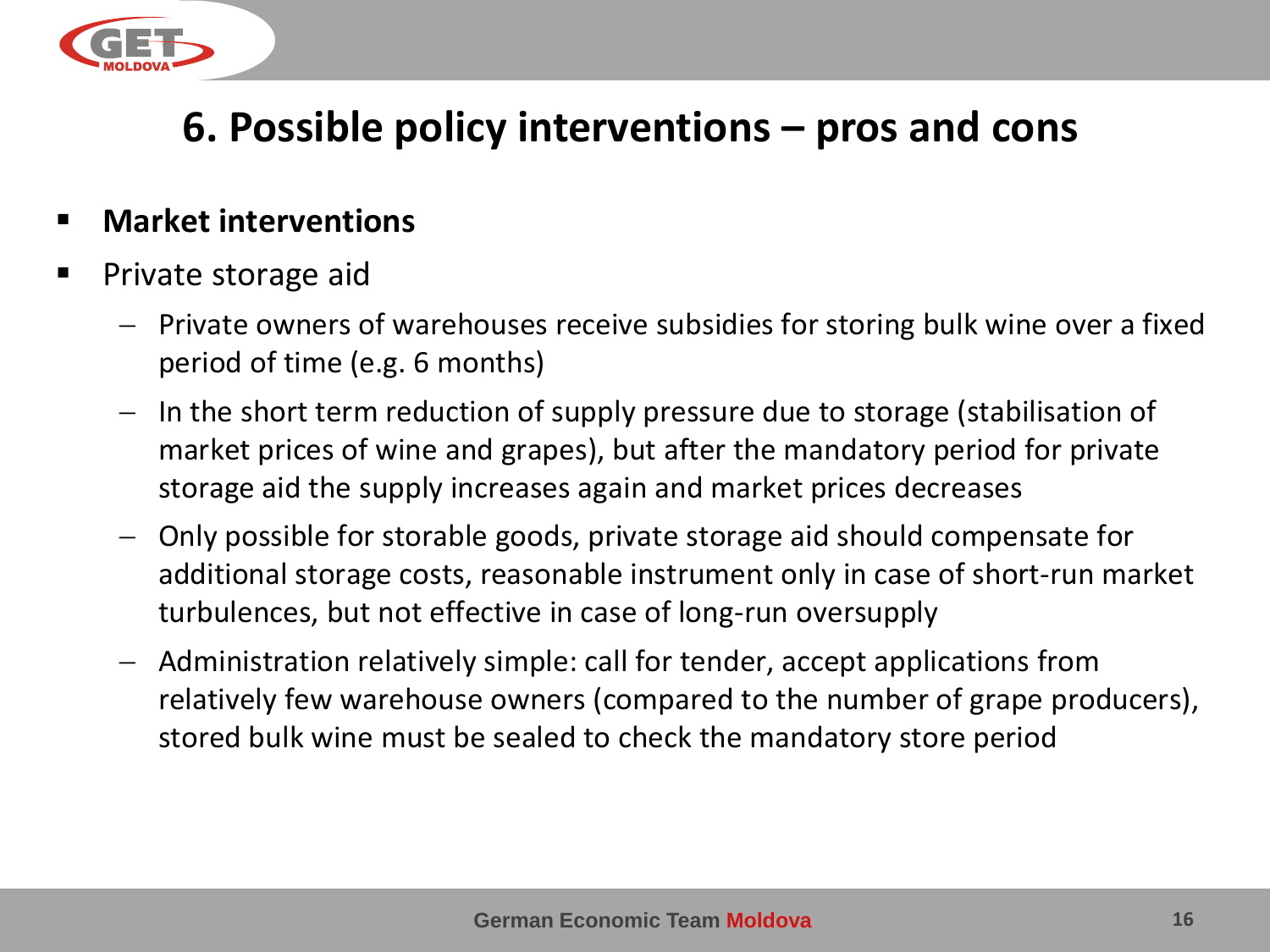# 6. Possible policy interventions – pros and cons

- **Market interventions**
- Private storage aid
  - Private owners of warehouses receive subsidies for storing bulk wine over a fixed period of time (e.g. 6 months)
  - In the short term reduction of supply pressure due to storage (stabilisation of market prices of wine and grapes), but after the mandatory period for private storage aid the supply increases again and market prices decreases
  - Only possible for storable goods, private storage aid should compensate for additional storage costs, reasonable instrument only in case of short-run market turbulences, but not effective in case of long-run oversupply
  - Administration relatively simple: call for tender, accept applications from relatively few warehouse owners (compared to the number of grape producers), stored bulk wine must be sealed to check the mandatory store period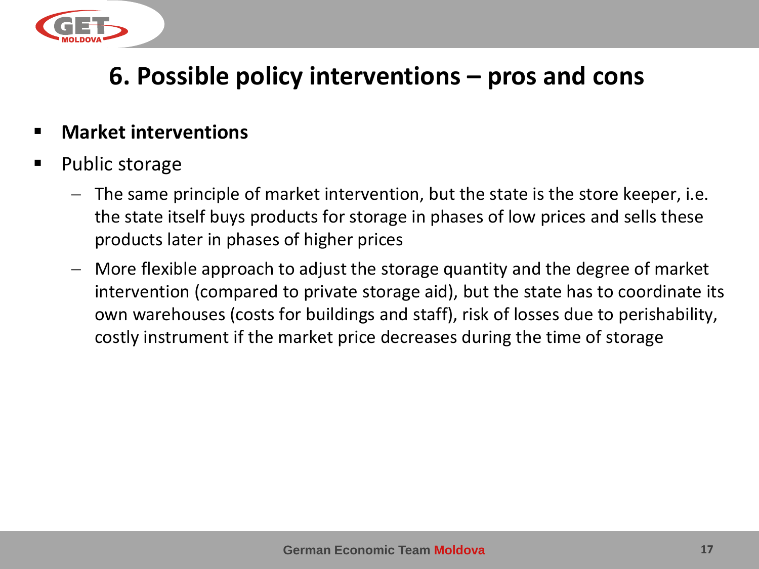# 6. Possible policy interventions – pros and cons

- **Market interventions**
- Public storage
  - The same principle of market intervention, but the state is the store keeper, i.e. the state itself buys products for storage in phases of low prices and sells these products later in phases of higher prices
  - More flexible approach to adjust the storage quantity and the degree of market intervention (compared to private storage aid), but the state has to coordinate its own warehouses (costs for buildings and staff), risk of losses due to perishability, costly instrument if the market price decreases during the time of storage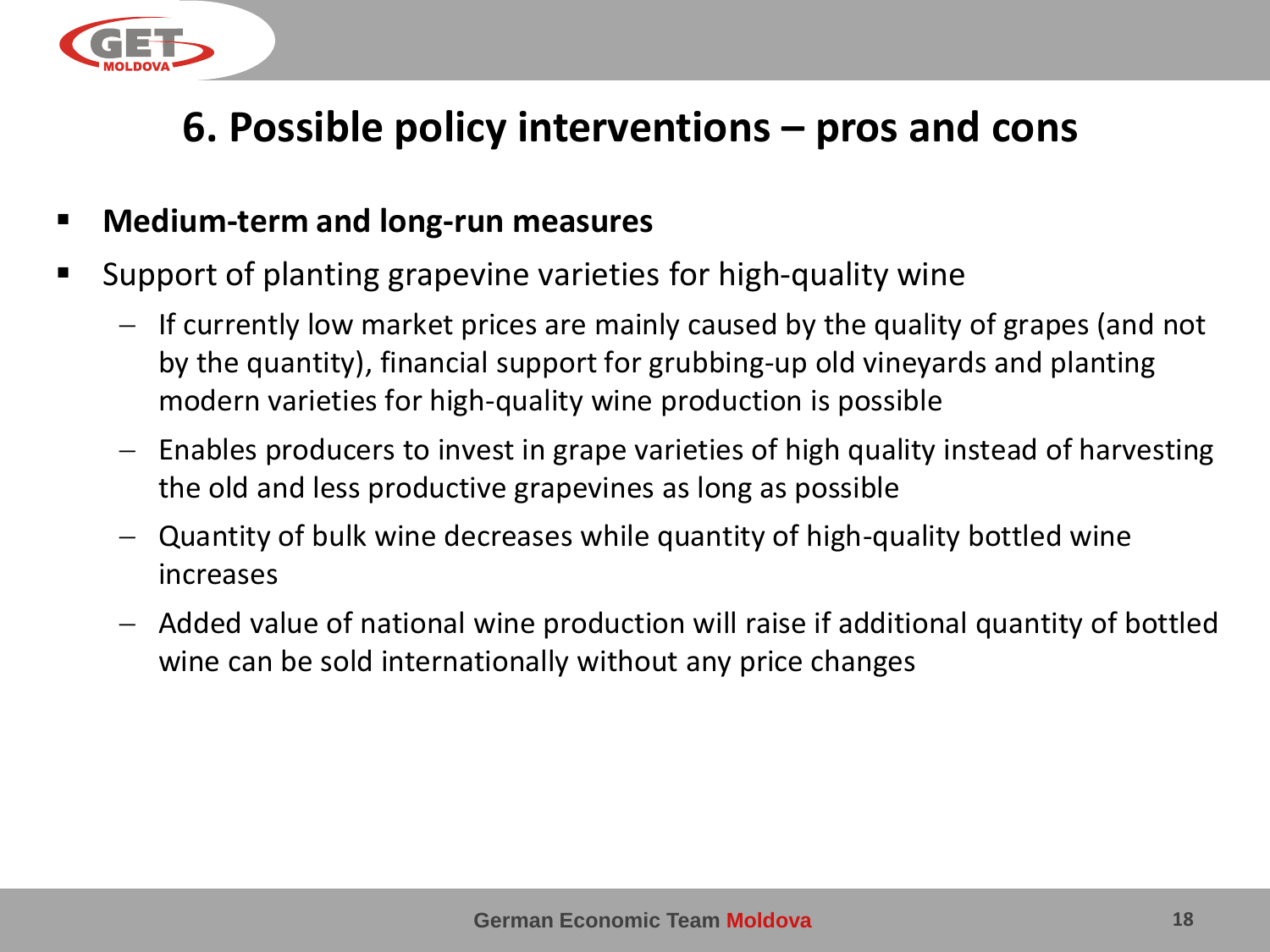## 6. Possible policy interventions – pros and cons

- **Medium-term and long-run measures**
- Support of planting grapevine varieties for high-quality wine
  - If currently low market prices are mainly caused by the quality of grapes (and not by the quantity), financial support for grubbing-up old vineyards and planting modern varieties for high-quality wine production is possible
  - Enables producers to invest in grape varieties of high quality instead of harvesting the old and less productive grapevines as long as possible
  - Quantity of bulk wine decreases while quantity of high-quality bottled wine increases
  - Added value of national wine production will raise if additional quantity of bottled wine can be sold internationally without any price changes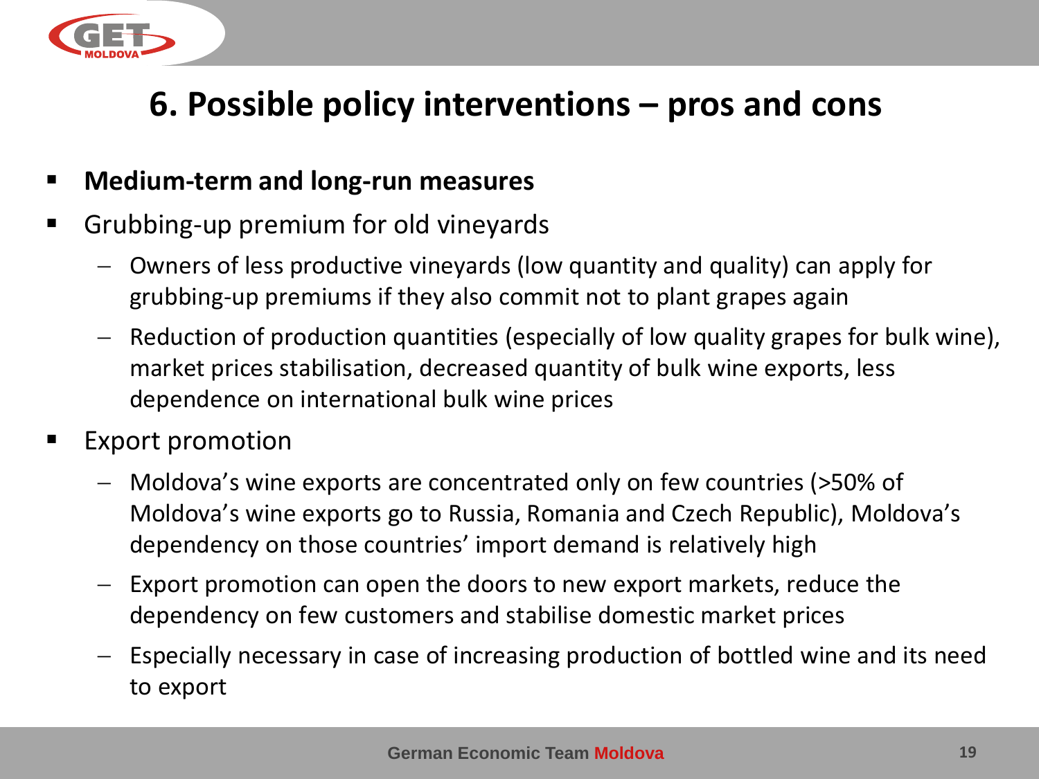# 6. Possible policy interventions – pros and cons

- **Medium-term and long-run measures**
- Grubbing-up premium for old vineyards
  - Owners of less productive vineyards (low quantity and quality) can apply for grubbing-up premiums if they also commit not to plant grapes again
  - Reduction of production quantities (especially of low quality grapes for bulk wine), market prices stabilisation, decreased quantity of bulk wine exports, less dependence on international bulk wine prices
- Export promotion
  - Moldova's wine exports are concentrated only on few countries (>50% of Moldova's wine exports go to Russia, Romania and Czech Republic), Moldova's dependency on those countries' import demand is relatively high
  - Export promotion can open the doors to new export markets, reduce the dependency on few customers and stabilise domestic market prices
  - Especially necessary in case of increasing production of bottled wine and its need to export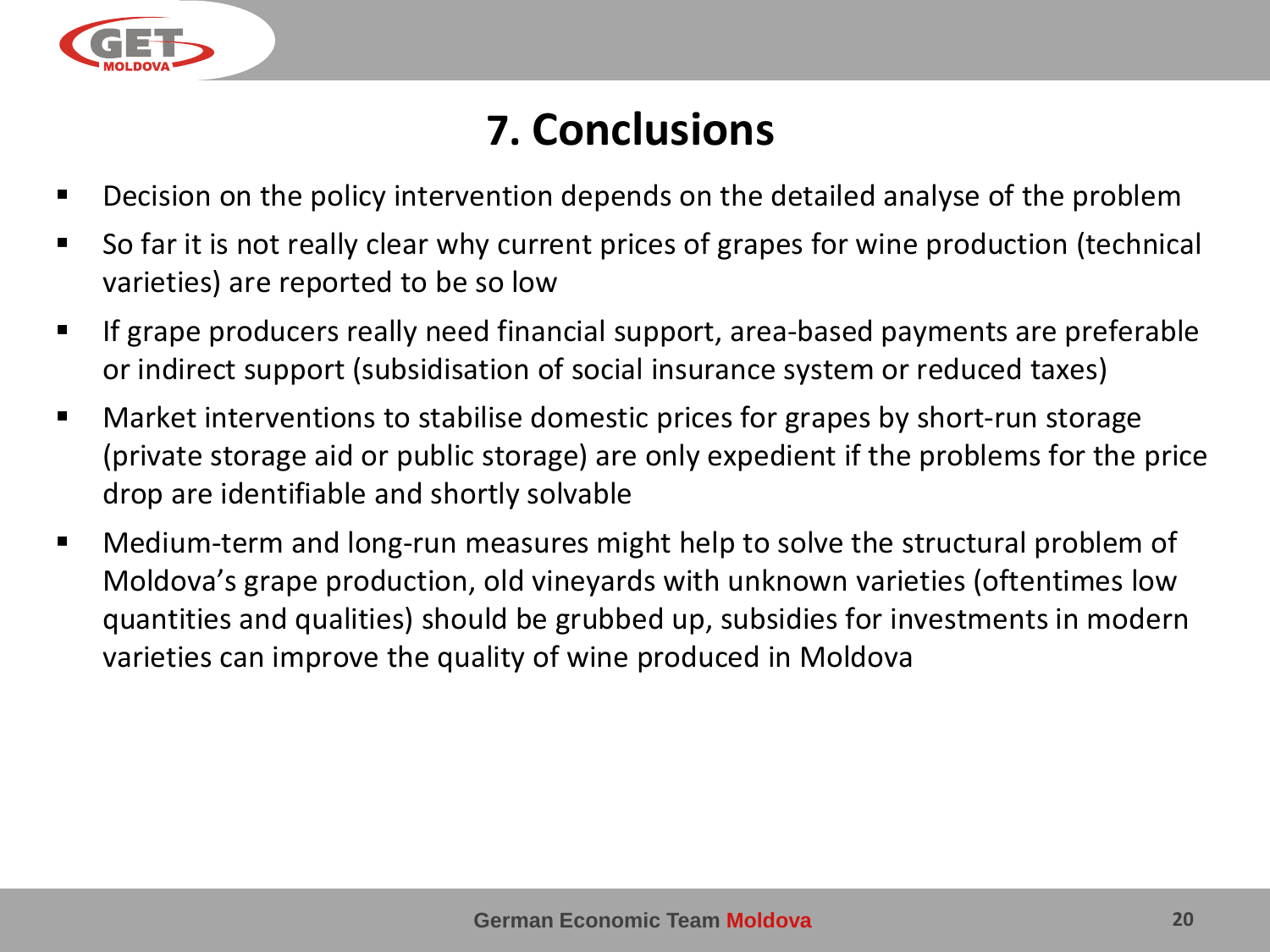# 7. Conclusions

- Decision on the policy intervention depends on the detailed analyse of the problem
- So far it is not really clear why current prices of grapes for wine production (technical varieties) are reported to be so low
- If grape producers really need financial support, area-based payments are preferable or indirect support (subsidisation of social insurance system or reduced taxes)
- Market interventions to stabilise domestic prices for grapes by short-run storage (private storage aid or public storage) are only expedient if the problems for the price drop are identifiable and shortly solvable
- Medium-term and long-run measures might help to solve the structural problem of Moldova's grape production, old vineyards with unknown varieties (oftentimes low quantities and qualities) should be grubbed up, subsidies for investments in modern varieties can improve the quality of wine produced in Moldova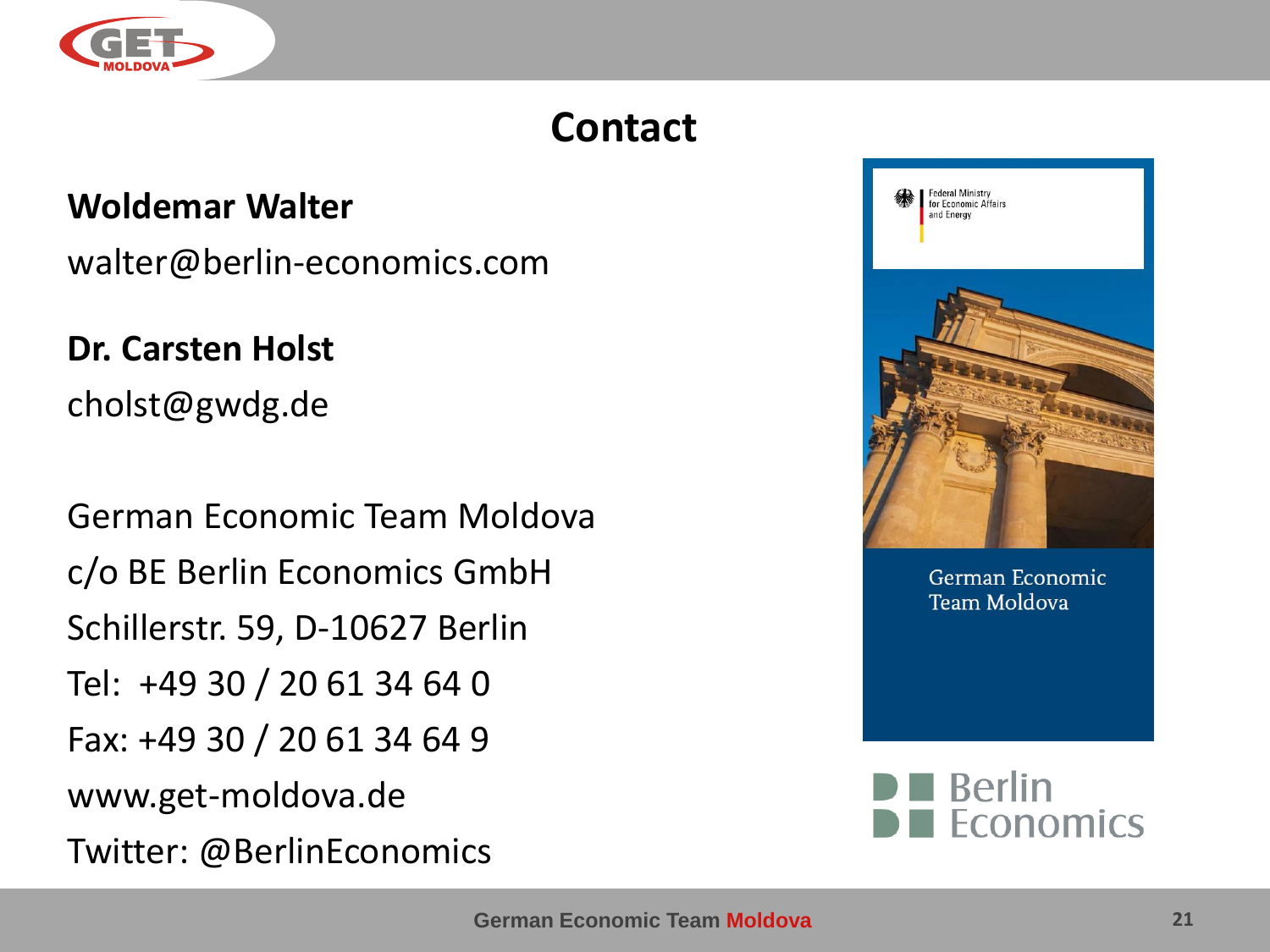# Contact

**Woldemar Walter**

walter@berlin-economics.com

**Dr. Carsten Holst**

cholst@gwdg.de

German Economic Team Moldova
c/o BE Berlin Economics GmbH
Schillerstr. 59, D-10627 Berlin
Tel: +49 30 / 20 61 34 64 0
Fax: +49 30 / 20 61 34 64 9
www.get-moldova.de
Twitter: @BerlinEconomics